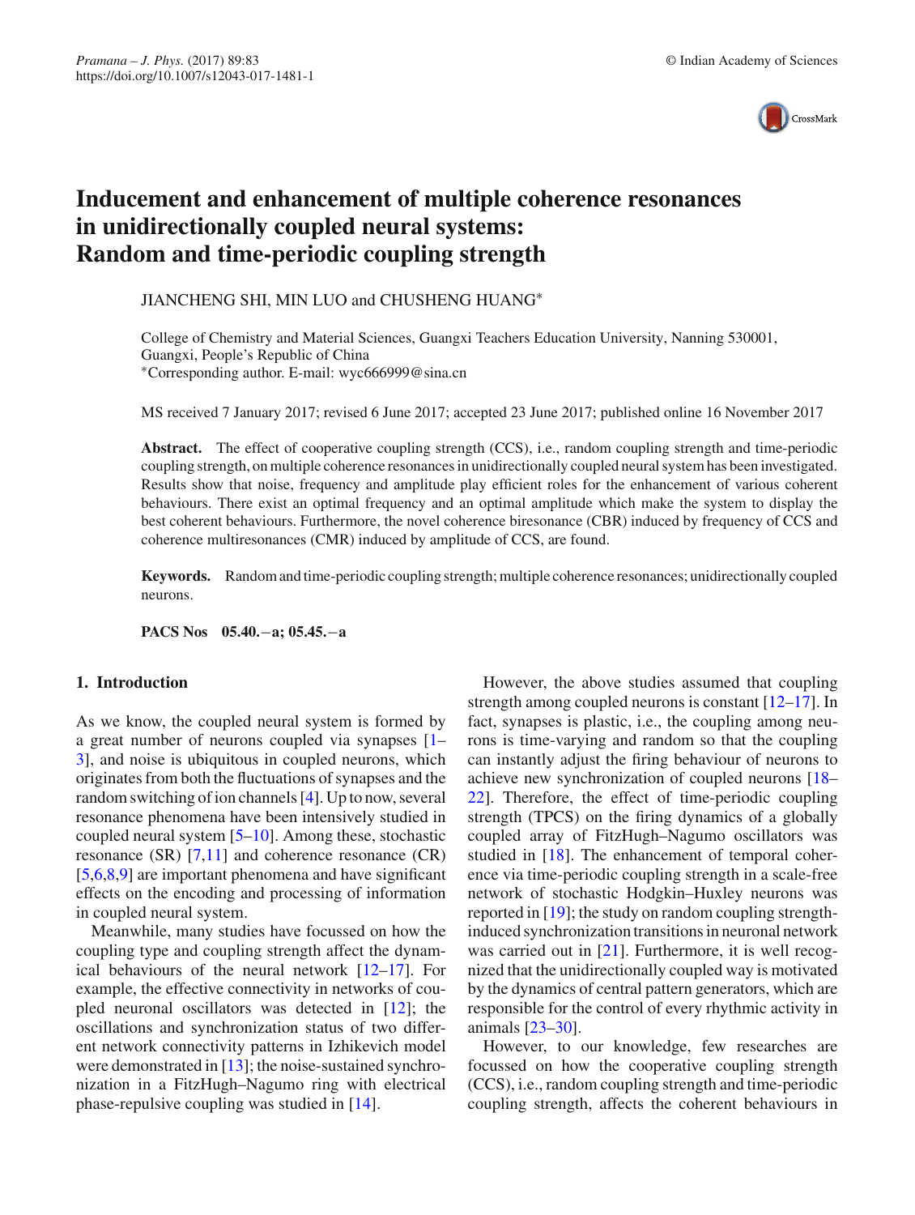# Inducement and enhancement of multiple coherence resonances in unidirectionally coupled neural systems: Random and time-periodic coupling strength

JIANCHENG SHI, MIN LUO and CHUSHENG HUANG*

College of Chemistry and Material Sciences, Guangxi Teachers Education University, Nanning 530001, Guangxi, People's Republic of China
*Corresponding author. E-mail: wyc666999@sina.cn

MS received 7 January 2017; revised 6 June 2017; accepted 23 June 2017; published online 16 November 2017

**Abstract.** The effect of cooperative coupling strength (CCS), i.e., random coupling strength and time-periodic coupling strength, on multiple coherence resonances in unidirectionally coupled neural system has been investigated. Results show that noise, frequency and amplitude play efficient roles for the enhancement of various coherent behaviours. There exist an optimal frequency and an optimal amplitude which make the system to display the best coherent behaviours. Furthermore, the novel coherence biresonance (CBR) induced by frequency of CCS and coherence multiresonances (CMR) induced by amplitude of CCS, are found.

**Keywords.** Random and time-periodic coupling strength; multiple coherence resonances; unidirectionally coupled neurons.

**PACS Nos** 05.40.−a; 05.45.−a

## 1. Introduction

As we know, the coupled neural system is formed by a great number of neurons coupled via synapses [1–3], and noise is ubiquitous in coupled neurons, which originates from both the fluctuations of synapses and the random switching of ion channels [4]. Up to now, several resonance phenomena have been intensively studied in coupled neural system [5–10]. Among these, stochastic resonance (SR) [7,11] and coherence resonance (CR) [5,6,8,9] are important phenomena and have significant effects on the encoding and processing of information in coupled neural system.

Meanwhile, many studies have focussed on how the coupling type and coupling strength affect the dynamical behaviours of the neural network [12–17]. For example, the effective connectivity in networks of coupled neuronal oscillators was detected in [12]; the oscillations and synchronization status of two different network connectivity patterns in Izhikevich model were demonstrated in [13]; the noise-sustained synchronization in a FitzHugh–Nagumo ring with electrical phase-repulsive coupling was studied in [14].

However, the above studies assumed that coupling strength among coupled neurons is constant [12–17]. In fact, synapses is plastic, i.e., the coupling among neurons is time-varying and random so that the coupling can instantly adjust the firing behaviour of neurons to achieve new synchronization of coupled neurons [18–22]. Therefore, the effect of time-periodic coupling strength (TPCS) on the firing dynamics of a globally coupled array of FitzHugh–Nagumo oscillators was studied in [18]. The enhancement of temporal coherence via time-periodic coupling strength in a scale-free network of stochastic Hodgkin–Huxley neurons was reported in [19]; the study on random coupling strength-induced synchronization transitions in neuronal network was carried out in [21]. Furthermore, it is well recognized that the unidirectionally coupled way is motivated by the dynamics of central pattern generators, which are responsible for the control of every rhythmic activity in animals [23–30].

However, to our knowledge, few researches are focussed on how the cooperative coupling strength (CCS), i.e., random coupling strength and time-periodic coupling strength, affects the coherent behaviours in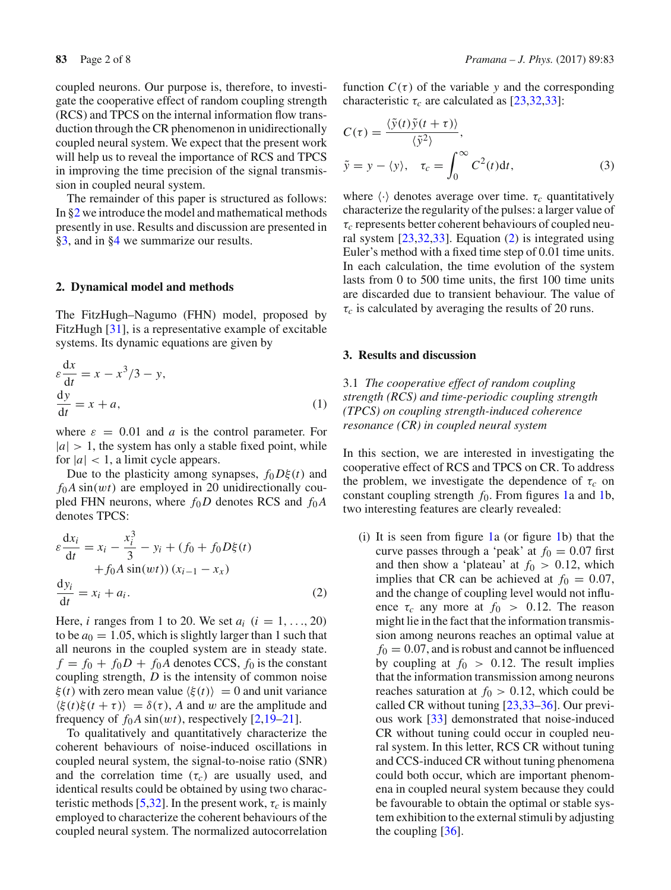coupled neurons. Our purpose is, therefore, to investigate the cooperative effect of random coupling strength (RCS) and TPCS on the internal information flow transduction through the CR phenomenon in unidirectionally coupled neural system. We expect that the present work will help us to reveal the importance of RCS and TPCS in improving the time precision of the signal transmission in coupled neural system.

The remainder of this paper is structured as follows: In §2 we introduce the model and mathematical methods presently in use. Results and discussion are presented in §3, and in §4 we summarize our results.

## 2. Dynamical model and methods

The FitzHugh–Nagumo (FHN) model, proposed by FitzHugh [31], is a representative example of excitable systems. Its dynamic equations are given by

$$\varepsilon \frac{\mathrm{d}x}{\mathrm{d}t} = x - x^3/3 - y,$$
$$\frac{\mathrm{d}y}{\mathrm{d}t} = x + a, \tag{1}$$

where $\varepsilon = 0.01$ and $a$ is the control parameter. For $|a| > 1$, the system has only a stable fixed point, while for $|a| < 1$, a limit cycle appears.

Due to the plasticity among synapses, $f_0 D\xi(t)$ and $f_0 A \sin(wt)$ are employed in 20 unidirectionally coupled FHN neurons, where $f_0 D$ denotes RCS and $f_0 A$ denotes TPCS:

$$\varepsilon \frac{\mathrm{d}x_i}{\mathrm{d}t} = x_i - \frac{x_i^3}{3} - y_i + (f_0 + f_0 D\xi(t) + f_0 A \sin(wt))\,(x_{i-1} - x_x)$$
$$\frac{\mathrm{d}y_i}{\mathrm{d}t} = x_i + a_i. \tag{2}$$

Here, $i$ ranges from 1 to 20. We set $a_i$ $(i = 1, \ldots, 20)$ to be $a_0 = 1.05$, which is slightly larger than 1 such that all neurons in the coupled system are in steady state. $f = f_0 + f_0 D + f_0 A$ denotes CCS, $f_0$ is the constant coupling strength, $D$ is the intensity of common noise $\xi(t)$ with zero mean value $\langle \xi(t) \rangle = 0$ and unit variance $\langle \xi(t)\xi(t+\tau) \rangle = \delta(\tau)$, $A$ and $w$ are the amplitude and frequency of $f_0 A \sin(wt)$, respectively [2,19–21].

To qualitatively and quantitatively characterize the coherent behaviours of noise-induced oscillations in coupled neural system, the signal-to-noise ratio (SNR) and the correlation time ($\tau_c$) are usually used, and identical results could be obtained by using two characteristic methods [5,32]. In the present work, $\tau_c$ is mainly employed to characterize the coherent behaviours of the coupled neural system. The normalized autocorrelation function $C(\tau)$ of the variable $y$ and the corresponding characteristic $\tau_c$ are calculated as [23,32,33]:

$$C(\tau) = \frac{\langle \tilde{y}(t)\tilde{y}(t+\tau) \rangle}{\langle \tilde{y}^2 \rangle},$$
$$\tilde{y} = y - \langle y \rangle, \quad \tau_c = \int_0^\infty C^2(t)\mathrm{d}t, \tag{3}$$

where $\langle \cdot \rangle$ denotes average over time. $\tau_c$ quantitatively characterize the regularity of the pulses: a larger value of $\tau_c$ represents better coherent behaviours of coupled neural system [23,32,33]. Equation (2) is integrated using Euler's method with a fixed time step of 0.01 time units. In each calculation, the time evolution of the system lasts from 0 to 500 time units, the first 100 time units are discarded due to transient behaviour. The value of $\tau_c$ is calculated by averaging the results of 20 runs.

## 3. Results and discussion

### 3.1 *The cooperative effect of random coupling strength (RCS) and time-periodic coupling strength (TPCS) on coupling strength-induced coherence resonance (CR) in coupled neural system*

In this section, we are interested in investigating the cooperative effect of RCS and TPCS on CR. To address the problem, we investigate the dependence of $\tau_c$ on constant coupling strength $f_0$. From figures 1a and 1b, two interesting features are clearly revealed:

(i) It is seen from figure 1a (or figure 1b) that the curve passes through a 'peak' at $f_0 = 0.07$ first and then show a 'plateau' at $f_0 > 0.12$, which implies that CR can be achieved at $f_0 = 0.07$, and the change of coupling level would not influence $\tau_c$ any more at $f_0 > 0.12$. The reason might lie in the fact that the information transmission among neurons reaches an optimal value at $f_0 = 0.07$, and is robust and cannot be influenced by coupling at $f_0 > 0.12$. The result implies that the information transmission among neurons reaches saturation at $f_0 > 0.12$, which could be called CR without tuning [23,33–36]. Our previous work [33] demonstrated that noise-induced CR without tuning could occur in coupled neural system. In this letter, RCS CR without tuning and CCS-induced CR without tuning phenomena could both occur, which are important phenomena in coupled neural system because they could be favourable to obtain the optimal or stable system exhibition to the external stimuli by adjusting the coupling [36].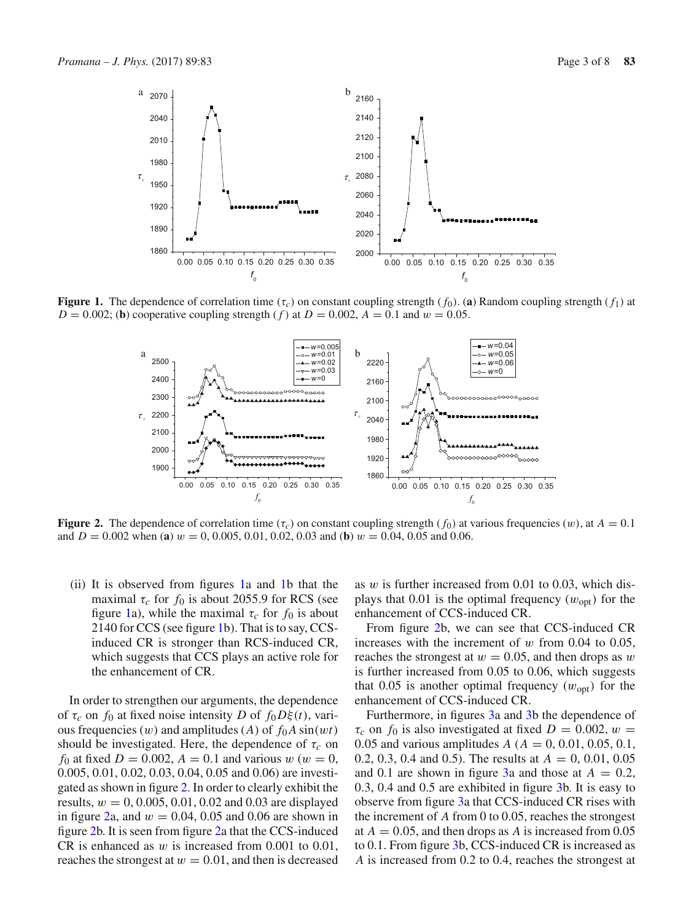**Figure 1.** The dependence of correlation time ($\tau_c$) on constant coupling strength ($f_0$). (**a**) Random coupling strength ($f_1$) at $D = 0.002$; (**b**) cooperative coupling strength ($f$) at $D = 0.002$, $A = 0.1$ and $w = 0.05$.

**Figure 2.** The dependence of correlation time ($\tau_c$) on constant coupling strength ($f_0$) at various frequencies ($w$), at $A = 0.1$ and $D = 0.002$ when (**a**) $w = 0$, 0.005, 0.01, 0.02, 0.03 and (**b**) $w = 0.04$, 0.05 and 0.06.

(ii) It is observed from figures 1a and 1b that the maximal $\tau_c$ for $f_0$ is about 2055.9 for RCS (see figure 1a), while the maximal $\tau_c$ for $f_0$ is about 2140 for CCS (see figure 1b). That is to say, CCS-induced CR is stronger than RCS-induced CR, which suggests that CCS plays an active role for the enhancement of CR.

In order to strengthen our arguments, the dependence of $\tau_c$ on $f_0$ at fixed noise intensity $D$ of $f_0 D\xi(t)$, various frequencies ($w$) and amplitudes ($A$) of $f_0 A \sin(wt)$ should be investigated. Here, the dependence of $\tau_c$ on $f_0$ at fixed $D = 0.002$, $A = 0.1$ and various $w$ ($w = 0$, 0.005, 0.01, 0.02, 0.03, 0.04, 0.05 and 0.06) are investigated as shown in figure 2. In order to clearly exhibit the results, $w = 0$, 0.005, 0.01, 0.02 and 0.03 are displayed in figure 2a, and $w = 0.04$, 0.05 and 0.06 are shown in figure 2b. It is seen from figure 2a that the CCS-induced CR is enhanced as $w$ is increased from 0.001 to 0.01, reaches the strongest at $w = 0.01$, and then is decreased as $w$ is further increased from 0.01 to 0.03, which displays that 0.01 is the optimal frequency ($w_{\text{opt}}$) for the enhancement of CCS-induced CR.

From figure 2b, we can see that CCS-induced CR increases with the increment of $w$ from 0.04 to 0.05, reaches the strongest at $w = 0.05$, and then drops as $w$ is further increased from 0.05 to 0.06, which suggests that 0.05 is another optimal frequency ($w_{\text{opt}}$) for the enhancement of CCS-induced CR.

Furthermore, in figures 3a and 3b the dependence of $\tau_c$ on $f_0$ is also investigated at fixed $D = 0.002$, $w = 0.05$ and various amplitudes $A$ ($A = 0$, 0.01, 0.05, 0.1, 0.2, 0.3, 0.4 and 0.5). The results at $A = 0$, 0.01, 0.05 and 0.1 are shown in figure 3a and those at $A = 0.2$, 0.3, 0.4 and 0.5 are exhibited in figure 3b. It is easy to observe from figure 3a that CCS-induced CR rises with the increment of $A$ from 0 to 0.05, reaches the strongest at $A = 0.05$, and then drops as $A$ is increased from 0.05 to 0.1. From figure 3b, CCS-induced CR is increased as $A$ is increased from 0.2 to 0.4, reaches the strongest at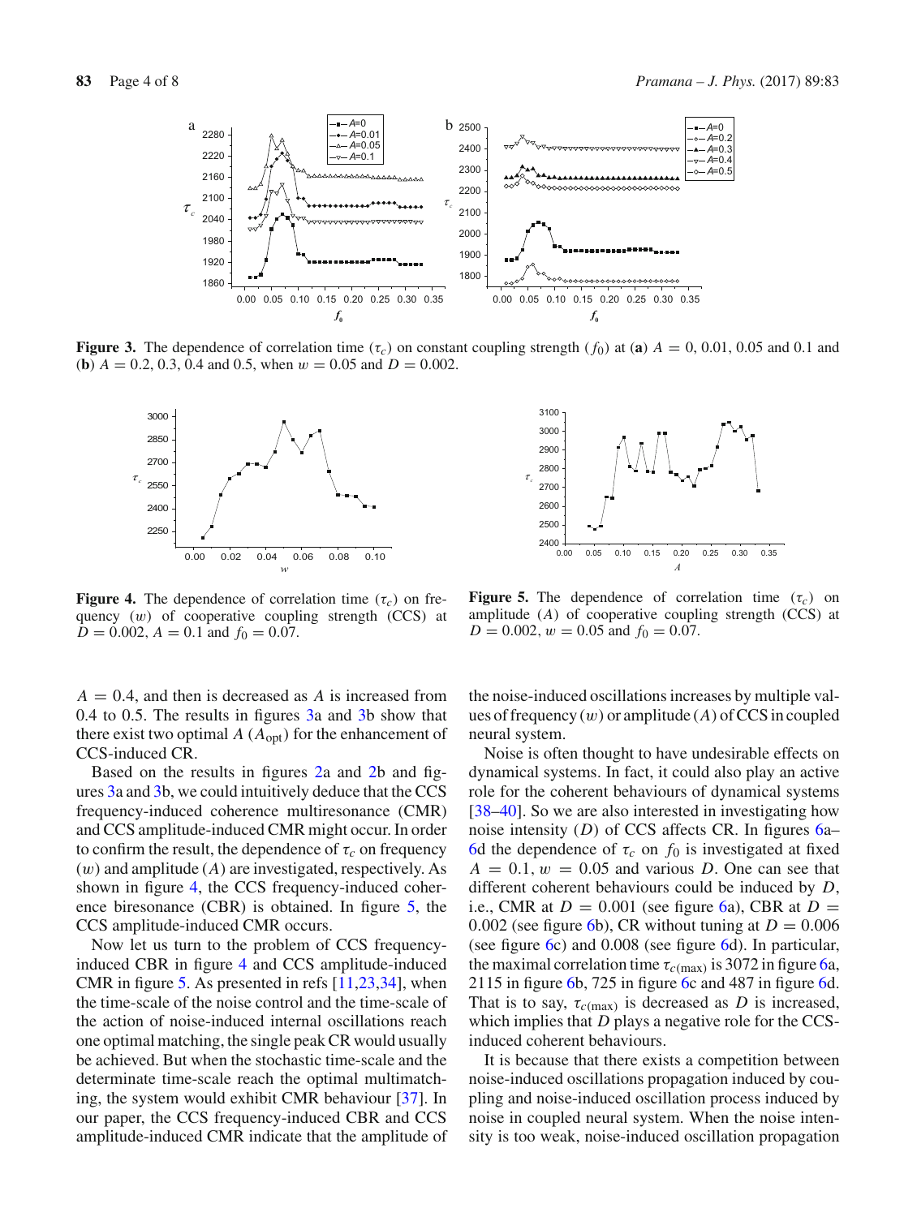**Figure 3.** The dependence of correlation time ($\tau_c$) on constant coupling strength ($f_0$) at (**a**) $A = 0$, 0.01, 0.05 and 0.1 and (**b**) $A = 0.2$, 0.3, 0.4 and 0.5, when $w = 0.05$ and $D = 0.002$.

**Figure 4.** The dependence of correlation time ($\tau_c$) on frequency ($w$) of cooperative coupling strength (CCS) at $D = 0.002$, $A = 0.1$ and $f_0 = 0.07$.

**Figure 5.** The dependence of correlation time ($\tau_c$) on amplitude ($A$) of cooperative coupling strength (CCS) at $D = 0.002$, $w = 0.05$ and $f_0 = 0.07$.

$A = 0.4$, and then is decreased as $A$ is increased from 0.4 to 0.5. The results in figures 3a and 3b show that there exist two optimal $A$ ($A_{\text{opt}}$) for the enhancement of CCS-induced CR.

Based on the results in figures 2a and 2b and figures 3a and 3b, we could intuitively deduce that the CCS frequency-induced coherence multiresonance (CMR) and CCS amplitude-induced CMR might occur. In order to confirm the result, the dependence of $\tau_c$ on frequency ($w$) and amplitude ($A$) are investigated, respectively. As shown in figure 4, the CCS frequency-induced coherence biresonance (CBR) is obtained. In figure 5, the CCS amplitude-induced CMR occurs.

Now let us turn to the problem of CCS frequency-induced CBR in figure 4 and CCS amplitude-induced CMR in figure 5. As presented in refs [11,23,34], when the time-scale of the noise control and the time-scale of the action of noise-induced internal oscillations reach one optimal matching, the single peak CR would usually be achieved. But when the stochastic time-scale and the determinate time-scale reach the optimal multimatching, the system would exhibit CMR behaviour [37]. In our paper, the CCS frequency-induced CBR and CCS amplitude-induced CMR indicate that the amplitude of the noise-induced oscillations increases by multiple values of frequency ($w$) or amplitude ($A$) of CCS in coupled neural system.

Noise is often thought to have undesirable effects on dynamical systems. In fact, it could also play an active role for the coherent behaviours of dynamical systems [38–40]. So we are also interested in investigating how noise intensity ($D$) of CCS affects CR. In figures 6a–6d the dependence of $\tau_c$ on $f_0$ is investigated at fixed $A = 0.1$, $w = 0.05$ and various $D$. One can see that different coherent behaviours could be induced by $D$, i.e., CMR at $D = 0.001$ (see figure 6a), CBR at $D = 0.002$ (see figure 6b), CR without tuning at $D = 0.006$ (see figure 6c) and 0.008 (see figure 6d). In particular, the maximal correlation time $\tau_{c(\max)}$ is 3072 in figure 6a, 2115 in figure 6b, 725 in figure 6c and 487 in figure 6d. That is to say, $\tau_{c(\max)}$ is decreased as $D$ is increased, which implies that $D$ plays a negative role for the CCS-induced coherent behaviours.

It is because that there exists a competition between noise-induced oscillations propagation induced by coupling and noise-induced oscillation process induced by noise in coupled neural system. When the noise intensity is too weak, noise-induced oscillation propagation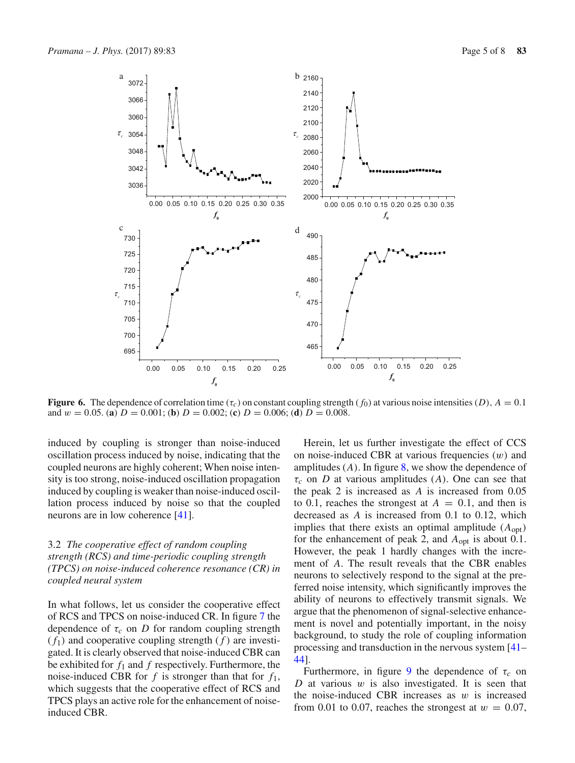**Figure 6.** The dependence of correlation time ($\tau_c$) on constant coupling strength ($f_0$) at various noise intensities ($D$), $A = 0.1$ and $w = 0.05$. (**a**) $D = 0.001$; (**b**) $D = 0.002$; (**c**) $D = 0.006$; (**d**) $D = 0.008$.

induced by coupling is stronger than noise-induced oscillation process induced by noise, indicating that the coupled neurons are highly coherent; When noise intensity is too strong, noise-induced oscillation propagation induced by coupling is weaker than noise-induced oscillation process induced by noise so that the coupled neurons are in low coherence [41].

### 3.2 *The cooperative effect of random coupling strength (RCS) and time-periodic coupling strength (TPCS) on noise-induced coherence resonance (CR) in coupled neural system*

In what follows, let us consider the cooperative effect of RCS and TPCS on noise-induced CR. In figure 7 the dependence of $\tau_c$ on $D$ for random coupling strength ($f_1$) and cooperative coupling strength ($f$) are investigated. It is clearly observed that noise-induced CBR can be exhibited for $f_1$ and $f$ respectively. Furthermore, the noise-induced CBR for $f$ is stronger than that for $f_1$, which suggests that the cooperative effect of RCS and TPCS plays an active role for the enhancement of noise-induced CBR.

Herein, let us further investigate the effect of CCS on noise-induced CBR at various frequencies ($w$) and amplitudes ($A$). In figure 8, we show the dependence of $\tau_c$ on $D$ at various amplitudes ($A$). One can see that the peak 2 is increased as $A$ is increased from 0.05 to 0.1, reaches the strongest at $A = 0.1$, and then is decreased as $A$ is increased from 0.1 to 0.12, which implies that there exists an optimal amplitude ($A_{\text{opt}}$) for the enhancement of peak 2, and $A_{\text{opt}}$ is about 0.1. However, the peak 1 hardly changes with the increment of $A$. The result reveals that the CBR enables neurons to selectively respond to the signal at the preferred noise intensity, which significantly improves the ability of neurons to effectively transmit signals. We argue that the phenomenon of signal-selective enhancement is novel and potentially important, in the noisy background, to study the role of coupling information processing and transduction in the nervous system [41–44].

Furthermore, in figure 9 the dependence of $\tau_c$ on $D$ at various $w$ is also investigated. It is seen that the noise-induced CBR increases as $w$ is increased from 0.01 to 0.07, reaches the strongest at $w = 0.07$,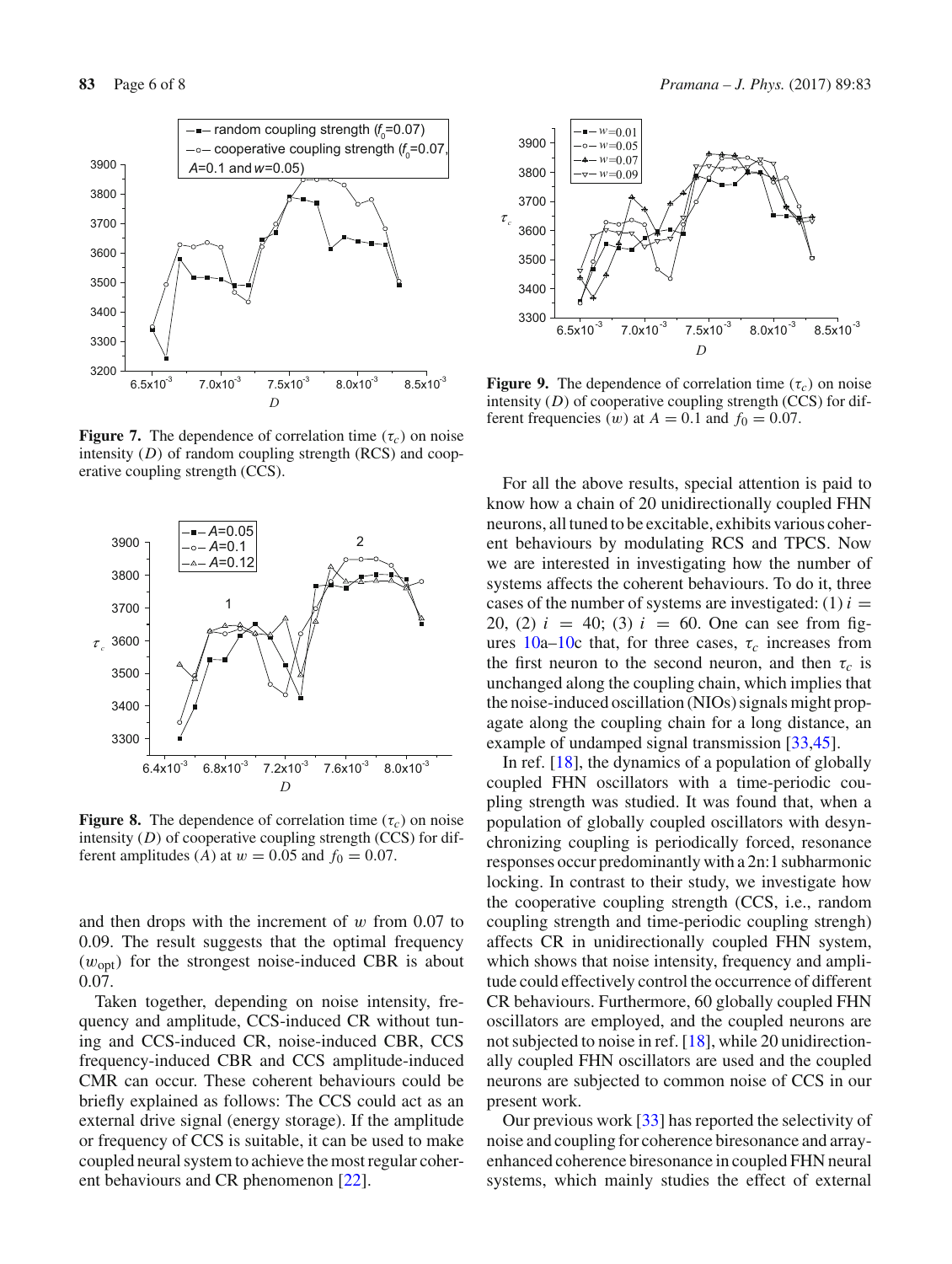**Figure 7.** The dependence of correlation time ($\tau_c$) on noise intensity ($D$) of random coupling strength (RCS) and cooperative coupling strength (CCS).

**Figure 8.** The dependence of correlation time ($\tau_c$) on noise intensity ($D$) of cooperative coupling strength (CCS) for different amplitudes ($A$) at $w = 0.05$ and $f_0 = 0.07$.

and then drops with the increment of $w$ from 0.07 to 0.09. The result suggests that the optimal frequency ($w_{\text{opt}}$) for the strongest noise-induced CBR is about 0.07.

Taken together, depending on noise intensity, frequency and amplitude, CCS-induced CR without tuning and CCS-induced CR, noise-induced CBR, CCS frequency-induced CBR and CCS amplitude-induced CMR can occur. These coherent behaviours could be briefly explained as follows: The CCS could act as an external drive signal (energy storage). If the amplitude or frequency of CCS is suitable, it can be used to make coupled neural system to achieve the most regular coherent behaviours and CR phenomenon [22].

**Figure 9.** The dependence of correlation time ($\tau_c$) on noise intensity ($D$) of cooperative coupling strength (CCS) for different frequencies ($w$) at $A = 0.1$ and $f_0 = 0.07$.

For all the above results, special attention is paid to know how a chain of 20 unidirectionally coupled FHN neurons, all tuned to be excitable, exhibits various coherent behaviours by modulating RCS and TPCS. Now we are interested in investigating how the number of systems affects the coherent behaviours. To do it, three cases of the number of systems are investigated: (1) $i = 20$, (2) $i = 40$; (3) $i = 60$. One can see from figures 10a–10c that, for three cases, $\tau_c$ increases from the first neuron to the second neuron, and then $\tau_c$ is unchanged along the coupling chain, which implies that the noise-induced oscillation (NIOs) signals might propagate along the coupling chain for a long distance, an example of undamped signal transmission [33,45].

In ref. [18], the dynamics of a population of globally coupled FHN oscillators with a time-periodic coupling strength was studied. It was found that, when a population of globally coupled oscillators with desynchronizing coupling is periodically forced, resonance responses occur predominantly with a 2n:1 subharmonic locking. In contrast to their study, we investigate how the cooperative coupling strength (CCS, i.e., random coupling strength and time-periodic coupling strengh) affects CR in unidirectionally coupled FHN system, which shows that noise intensity, frequency and amplitude could effectively control the occurrence of different CR behaviours. Furthermore, 60 globally coupled FHN oscillators are employed, and the coupled neurons are not subjected to noise in ref. [18], while 20 unidirectionally coupled FHN oscillators are used and the coupled neurons are subjected to common noise of CCS in our present work.

Our previous work [33] has reported the selectivity of noise and coupling for coherence biresonance and array-enhanced coherence biresonance in coupled FHN neural systems, which mainly studies the effect of external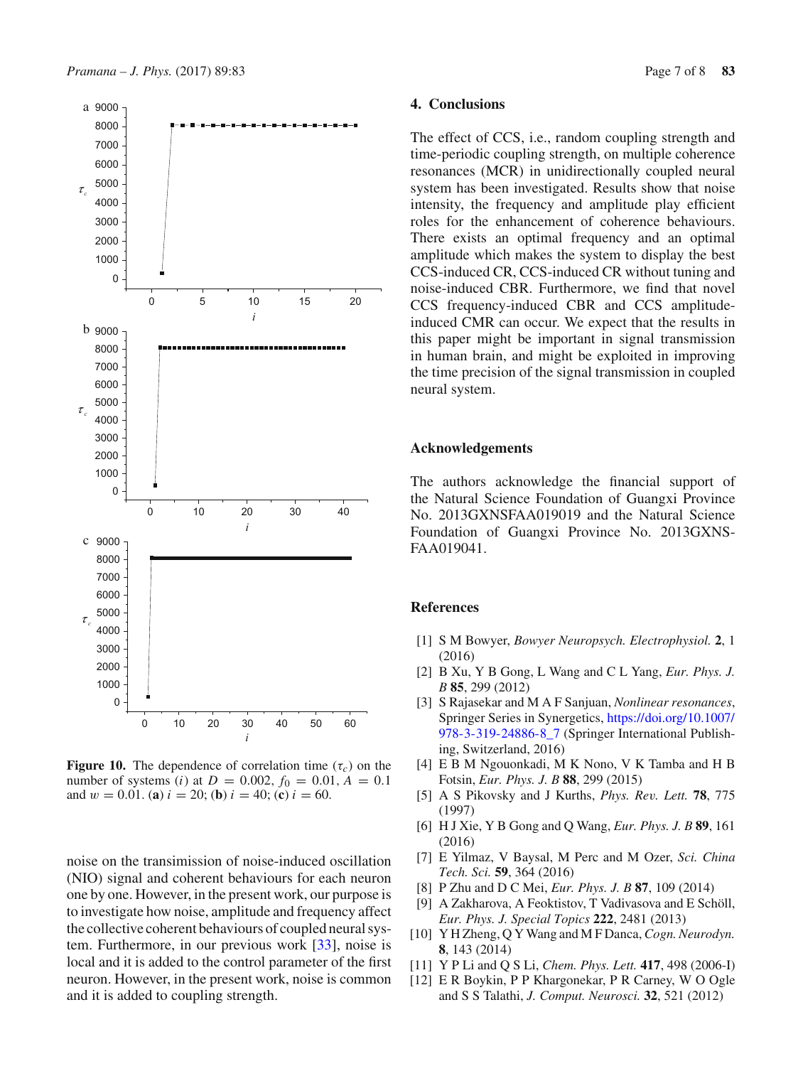**Figure 10.** The dependence of correlation time ($\tau_c$) on the number of systems ($i$) at $D = 0.002$, $f_0 = 0.01$, $A = 0.1$ and $w = 0.01$. (**a**) $i = 20$; (**b**) $i = 40$; (**c**) $i = 60$.

noise on the transimission of noise-induced oscillation (NIO) signal and coherent behaviours for each neuron one by one. However, in the present work, our purpose is to investigate how noise, amplitude and frequency affect the collective coherent behaviours of coupled neural system. Furthermore, in our previous work [33], noise is local and it is added to the control parameter of the first neuron. However, in the present work, noise is common and it is added to coupling strength.

## 4. Conclusions

The effect of CCS, i.e., random coupling strength and time-periodic coupling strength, on multiple coherence resonances (MCR) in unidirectionally coupled neural system has been investigated. Results show that noise intensity, the frequency and amplitude play efficient roles for the enhancement of coherence behaviours. There exists an optimal frequency and an optimal amplitude which makes the system to display the best CCS-induced CR, CCS-induced CR without tuning and noise-induced CBR. Furthermore, we find that novel CCS frequency-induced CBR and CCS amplitude-induced CMR can occur. We expect that the results in this paper might be important in signal transmission in human brain, and might be exploited in improving the time precision of the signal transmission in coupled neural system.

## Acknowledgements

The authors acknowledge the financial support of the Natural Science Foundation of Guangxi Province No. 2013GXNSFAA019019 and the Natural Science Foundation of Guangxi Province No. 2013GXNSFAA019041.

## References

[1] S M Bowyer, *Bowyer Neuropsych. Electrophysiol.* **2**, 1 (2016)

[2] B Xu, Y B Gong, L Wang and C L Yang, *Eur. Phys. J. B* **85**, 299 (2012)

[3] S Rajasekar and M A F Sanjuan, *Nonlinear resonances*, Springer Series in Synergetics, https://doi.org/10.1007/978-3-319-24886-8_7 (Springer International Publishing, Switzerland, 2016)

[4] E B M Ngouonkadi, M K Nono, V K Tamba and H B Fotsin, *Eur. Phys. J. B* **88**, 299 (2015)

[5] A S Pikovsky and J Kurths, *Phys. Rev. Lett.* **78**, 775 (1997)

[6] H J Xie, Y B Gong and Q Wang, *Eur. Phys. J. B* **89**, 161 (2016)

[7] E Yilmaz, V Baysal, M Perc and M Ozer, *Sci. China Tech. Sci.* **59**, 364 (2016)

[8] P Zhu and D C Mei, *Eur. Phys. J. B* **87**, 109 (2014)

[9] A Zakharova, A Feoktistov, T Vadivasova and E Schöll, *Eur. Phys. J. Special Topics* **222**, 2481 (2013)

[10] Y H Zheng, Q Y Wang and M F Danca, *Cogn. Neurodyn.* **8**, 143 (2014)

[11] Y P Li and Q S Li, *Chem. Phys. Lett.* **417**, 498 (2006-I)

[12] E R Boykin, P P Khargonekar, P R Carney, W O Ogle and S S Talathi, *J. Comput. Neurosci.* **32**, 521 (2012)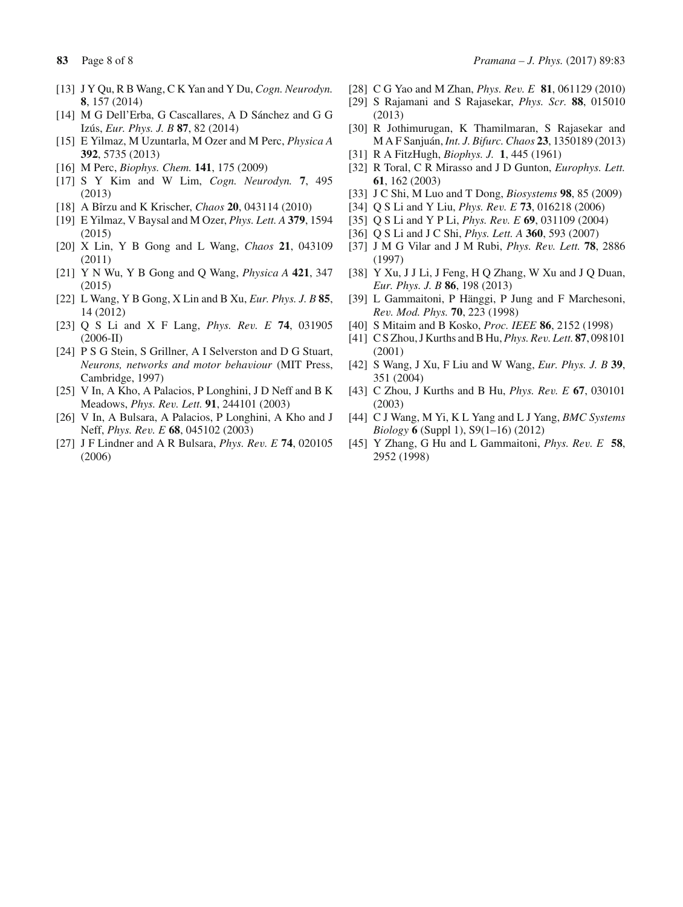[13] J Y Qu, R B Wang, C K Yan and Y Du, *Cogn. Neurodyn.* **8**, 157 (2014)

[14] M G Dell'Erba, G Cascallares, A D Sánchez and G G Izús, *Eur. Phys. J. B* **87**, 82 (2014)

[15] E Yilmaz, M Uzuntarla, M Ozer and M Perc, *Physica A* **392**, 5735 (2013)

[16] M Perc, *Biophys. Chem.* **141**, 175 (2009)

[17] S Y Kim and W Lim, *Cogn. Neurodyn.* **7**, 495 (2013)

[18] A Bîrzu and K Krischer, *Chaos* **20**, 043114 (2010)

[19] E Yilmaz, V Baysal and M Ozer, *Phys. Lett. A* **379**, 1594 (2015)

[20] X Lin, Y B Gong and L Wang, *Chaos* **21**, 043109 (2011)

[21] Y N Wu, Y B Gong and Q Wang, *Physica A* **421**, 347 (2015)

[22] L Wang, Y B Gong, X Lin and B Xu, *Eur. Phys. J. B* **85**, 14 (2012)

[23] Q S Li and X F Lang, *Phys. Rev. E* **74**, 031905 (2006-II)

[24] P S G Stein, S Grillner, A I Selverston and D G Stuart, *Neurons, networks and motor behaviour* (MIT Press, Cambridge, 1997)

[25] V In, A Kho, A Palacios, P Longhini, J D Neff and B K Meadows, *Phys. Rev. Lett.* **91**, 244101 (2003)

[26] V In, A Bulsara, A Palacios, P Longhini, A Kho and J Neff, *Phys. Rev. E* **68**, 045102 (2003)

[27] J F Lindner and A R Bulsara, *Phys. Rev. E* **74**, 020105 (2006)

[28] C G Yao and M Zhan, *Phys. Rev. E* **81**, 061129 (2010)

[29] S Rajamani and S Rajasekar, *Phys. Scr.* **88**, 015010 (2013)

[30] R Jothimurugan, K Thamilmaran, S Rajasekar and M A F Sanjuán, *Int. J. Bifurc. Chaos* **23**, 1350189 (2013)

[31] R A FitzHugh, *Biophys. J.* **1**, 445 (1961)

[32] R Toral, C R Mirasso and J D Gunton, *Europhys. Lett.* **61**, 162 (2003)

[33] J C Shi, M Luo and T Dong, *Biosystems* **98**, 85 (2009)

[34] Q S Li and Y Liu, *Phys. Rev. E* **73**, 016218 (2006)

[35] Q S Li and Y P Li, *Phys. Rev. E* **69**, 031109 (2004)

[36] Q S Li and J C Shi, *Phys. Lett. A* **360**, 593 (2007)

[37] J M G Vilar and J M Rubi, *Phys. Rev. Lett.* **78**, 2886 (1997)

[38] Y Xu, J J Li, J Feng, H Q Zhang, W Xu and J Q Duan, *Eur. Phys. J. B* **86**, 198 (2013)

[39] L Gammaitoni, P Hänggi, P Jung and F Marchesoni, *Rev. Mod. Phys.* **70**, 223 (1998)

[40] S Mitaim and B Kosko, *Proc. IEEE* **86**, 2152 (1998)

[41] C S Zhou, J Kurths and B Hu, *Phys. Rev. Lett.* **87**, 098101 (2001)

[42] S Wang, J Xu, F Liu and W Wang, *Eur. Phys. J. B* **39**, 351 (2004)

[43] C Zhou, J Kurths and B Hu, *Phys. Rev. E* **67**, 030101 (2003)

[44] C J Wang, M Yi, K L Yang and L J Yang, *BMC Systems Biology* **6** (Suppl 1), S9(1–16) (2012)

[45] Y Zhang, G Hu and L Gammaitoni, *Phys. Rev. E* **58**, 2952 (1998)